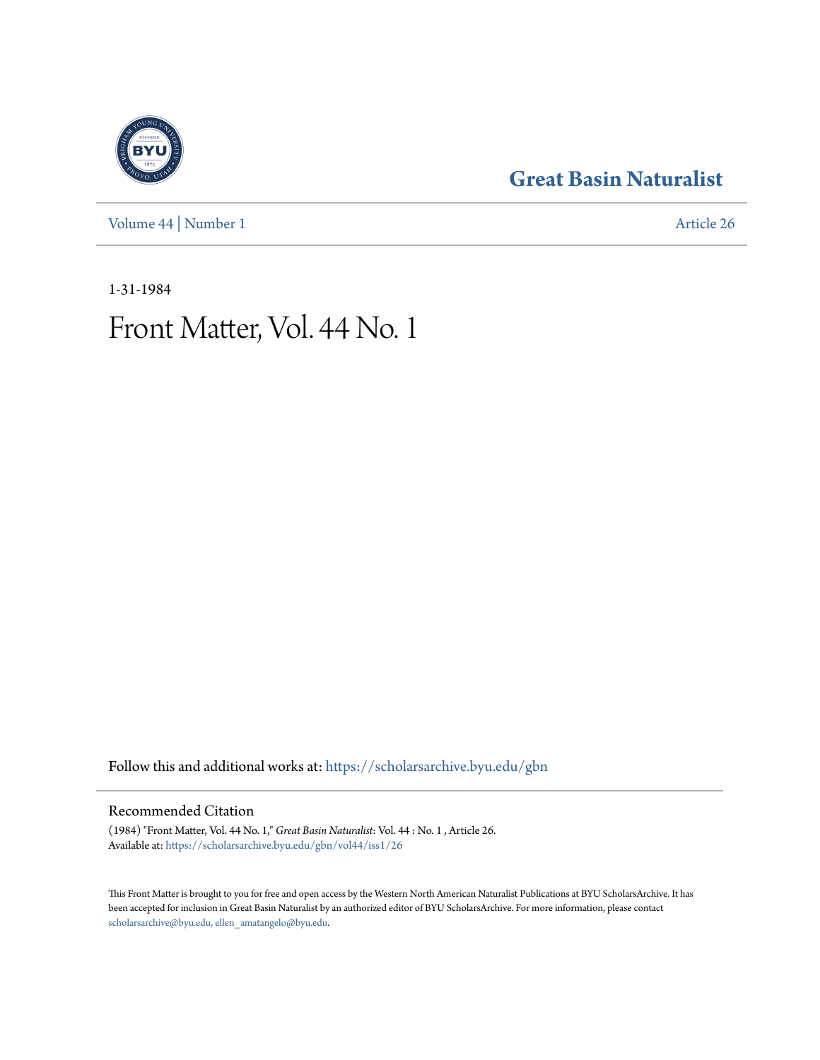# Great Basin Naturalist

Volume 44 | Number 1

Article 26

1-31-1984

# Front Matter, Vol. 44 No. 1

Follow this and additional works at: https://scholarsarchive.byu.edu/gbn

## Recommended Citation

(1984) "Front Matter, Vol. 44 No. 1," *Great Basin Naturalist*: Vol. 44 : No. 1 , Article 26.
Available at: https://scholarsarchive.byu.edu/gbn/vol44/iss1/26

This Front Matter is brought to you for free and open access by the Western North American Naturalist Publications at BYU ScholarsArchive. It has been accepted for inclusion in Great Basin Naturalist by an authorized editor of BYU ScholarsArchive. For more information, please contact scholarsarchive@byu.edu, ellen_amatangelo@byu.edu.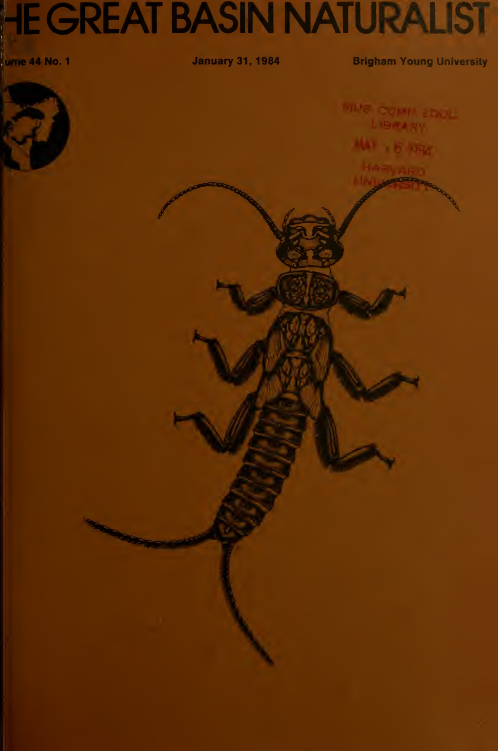# HE GREAT BASIN NATURALIST

ume 44 No. 1

January 31, 1984

Brigham Young University

MUS. COMP. ZOOL. LIBRARY

MAY 15 1984

HARVARD UNIVERSITY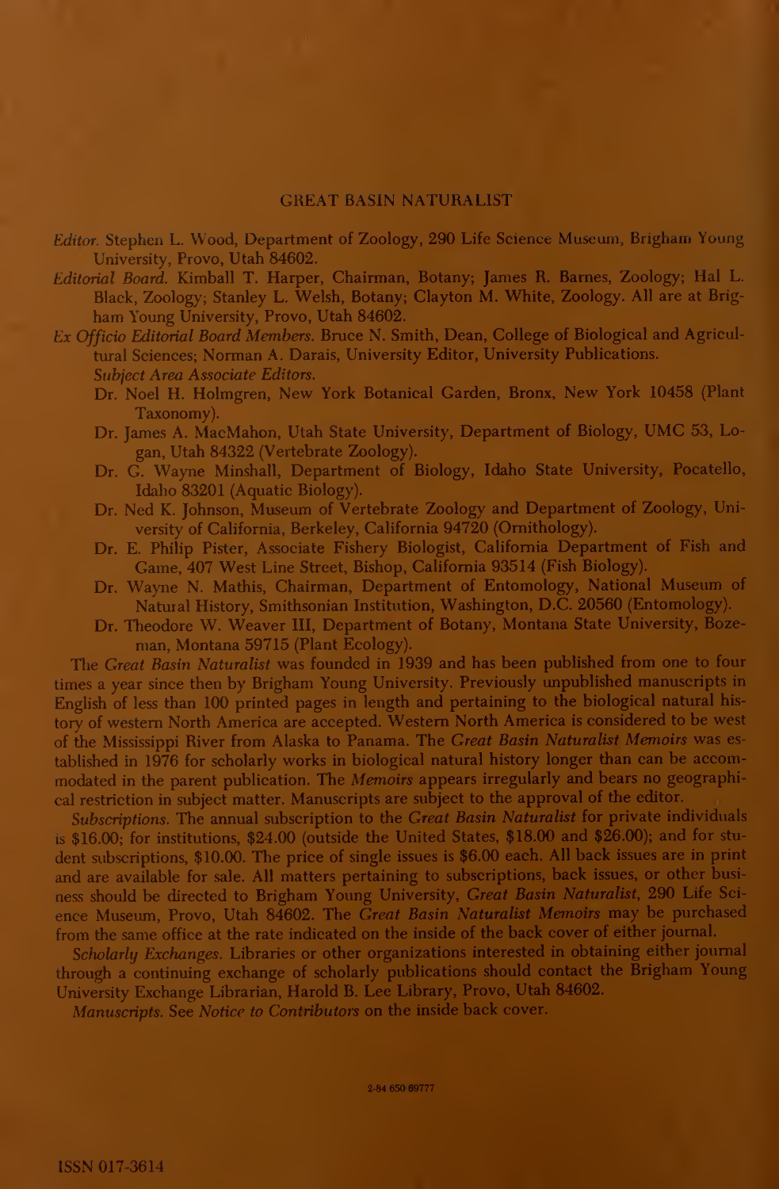GREAT BASIN NATURALIST

*Editor.* Stephen L. Wood, Department of Zoology, 290 Life Science Museum, Brigham Young University, Provo, Utah 84602.

*Editorial Board.* Kimball T. Harper, Chairman, Botany; James R. Barnes, Zoology; Hal L. Black, Zoology; Stanley L. Welsh, Botany; Clayton M. White, Zoology. All are at Brigham Young University, Provo, Utah 84602.

*Ex Officio Editorial Board Members.* Bruce N. Smith, Dean, College of Biological and Agricultural Sciences; Norman A. Darais, University Editor, University Publications.

*Subject Area Associate Editors.*

- Dr. Noel H. Holmgren, New York Botanical Garden, Bronx, New York 10458 (Plant Taxonomy).
- Dr. James A. MacMahon, Utah State University, Department of Biology, UMC 53, Logan, Utah 84322 (Vertebrate Zoology).
- Dr. G. Wayne Minshall, Department of Biology, Idaho State University, Pocatello, Idaho 83201 (Aquatic Biology).
- Dr. Ned K. Johnson, Museum of Vertebrate Zoology and Department of Zoology, University of California, Berkeley, California 94720 (Ornithology).
- Dr. E. Philip Pister, Associate Fishery Biologist, California Department of Fish and Game, 407 West Line Street, Bishop, California 93514 (Fish Biology).
- Dr. Wayne N. Mathis, Chairman, Department of Entomology, National Museum of Natural History, Smithsonian Institution, Washington, D.C. 20560 (Entomology).
- Dr. Theodore W. Weaver III, Department of Botany, Montana State University, Bozeman, Montana 59715 (Plant Ecology).

The *Great Basin Naturalist* was founded in 1939 and has been published from one to four times a year since then by Brigham Young University. Previously unpublished manuscripts in English of less than 100 printed pages in length and pertaining to the biological natural history of western North America are accepted. Western North America is considered to be west of the Mississippi River from Alaska to Panama. The *Great Basin Naturalist Memoirs* was established in 1976 for scholarly works in biological natural history longer than can be accommodated in the parent publication. The *Memoirs* appears irregularly and bears no geographical restriction in subject matter. Manuscripts are subject to the approval of the editor.

*Subscriptions.* The annual subscription to the *Great Basin Naturalist* for private individuals is $16.00; for institutions, $24.00 (outside the United States, $18.00 and $26.00); and for student subscriptions, $10.00. The price of single issues is $6.00 each. All back issues are in print and are available for sale. All matters pertaining to subscriptions, back issues, or other business should be directed to Brigham Young University, *Great Basin Naturalist*, 290 Life Science Museum, Provo, Utah 84602. The *Great Basin Naturalist Memoirs* may be purchased from the same office at the rate indicated on the inside of the back cover of either journal.

*Scholarly Exchanges.* Libraries or other organizations interested in obtaining either journal through a continuing exchange of scholarly publications should contact the Brigham Young University Exchange Librarian, Harold B. Lee Library, Provo, Utah 84602.

*Manuscripts.* See *Notice to Contributors* on the inside back cover.

2-84 650 69777

ISSN 017-3614